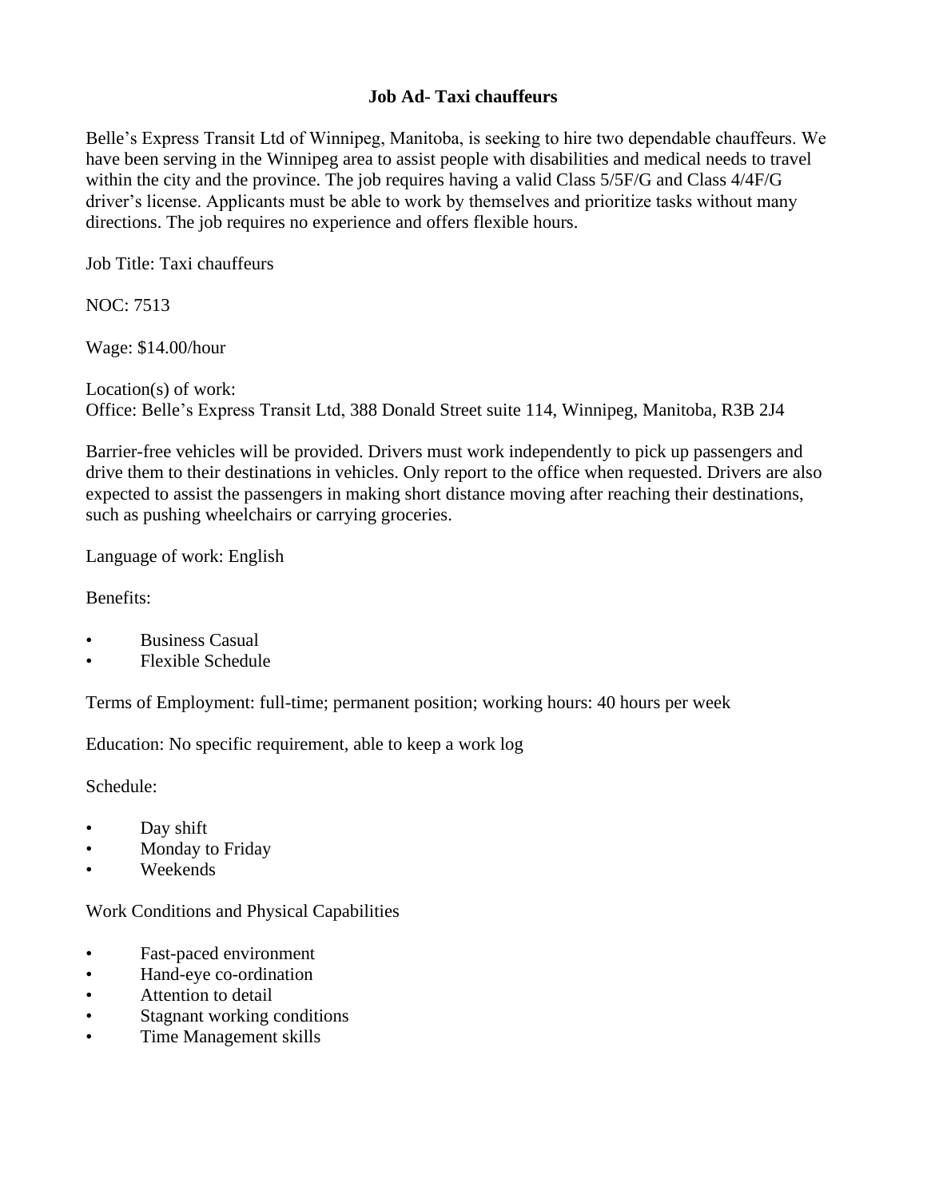**Job Ad- Taxi chauffeurs**

Belle's Express Transit Ltd of Winnipeg, Manitoba, is seeking to hire two dependable chauffeurs. We have been serving in the Winnipeg area to assist people with disabilities and medical needs to travel within the city and the province. The job requires having a valid Class 5/5F/G and Class 4/4F/G driver's license. Applicants must be able to work by themselves and prioritize tasks without many directions. The job requires no experience and offers flexible hours.

Job Title: Taxi chauffeurs

NOC: 7513

Wage: $14.00/hour

Location(s) of work:
Office: Belle's Express Transit Ltd, 388 Donald Street suite 114, Winnipeg, Manitoba, R3B 2J4

Barrier-free vehicles will be provided. Drivers must work independently to pick up passengers and drive them to their destinations in vehicles. Only report to the office when requested. Drivers are also expected to assist the passengers in making short distance moving after reaching their destinations, such as pushing wheelchairs or carrying groceries.

Language of work: English

Benefits:

- Business Casual
- Flexible Schedule

Terms of Employment: full-time; permanent position; working hours: 40 hours per week

Education: No specific requirement, able to keep a work log

Schedule:

- Day shift
- Monday to Friday
- Weekends

Work Conditions and Physical Capabilities

- Fast-paced environment
- Hand-eye co-ordination
- Attention to detail
- Stagnant working conditions
- Time Management skills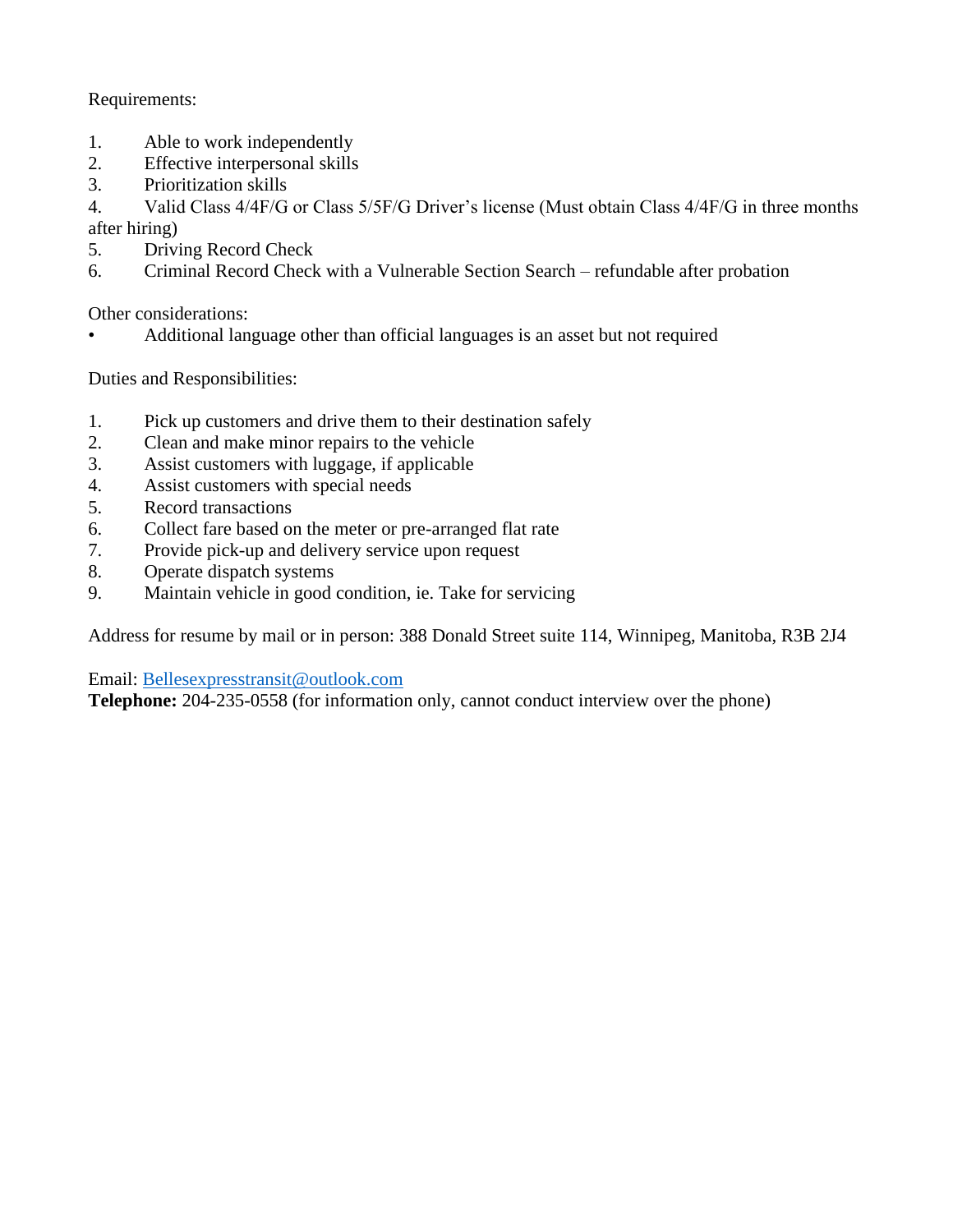Requirements:

1. Able to work independently
2. Effective interpersonal skills
3. Prioritization skills
4. Valid Class 4/4F/G or Class 5/5F/G Driver's license (Must obtain Class 4/4F/G in three months after hiring)
5. Driving Record Check
6. Criminal Record Check with a Vulnerable Section Search – refundable after probation

Other considerations:

- Additional language other than official languages is an asset but not required

Duties and Responsibilities:

1. Pick up customers and drive them to their destination safely
2. Clean and make minor repairs to the vehicle
3. Assist customers with luggage, if applicable
4. Assist customers with special needs
5. Record transactions
6. Collect fare based on the meter or pre-arranged flat rate
7. Provide pick-up and delivery service upon request
8. Operate dispatch systems
9. Maintain vehicle in good condition, ie. Take for servicing

Address for resume by mail or in person: 388 Donald Street suite 114, Winnipeg, Manitoba, R3B 2J4

Email: Bellesexpresstransit@outlook.com

**Telephone:** 204-235-0558 (for information only, cannot conduct interview over the phone)